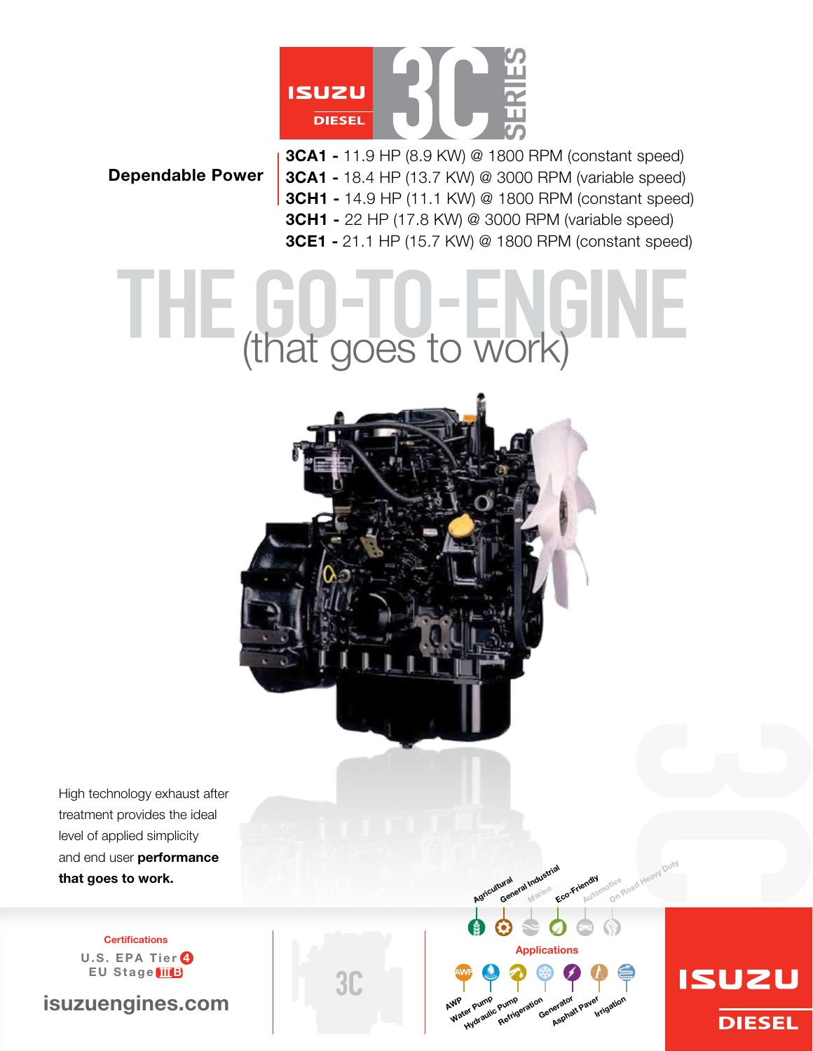# ISUZU DIESEL 3C SERIES

**Dependable Power**

- **3CA1 -** 11.9 HP (8.9 KW) @ 1800 RPM (constant speed)
- **3CA1 -** 18.4 HP (13.7 KW) @ 3000 RPM (variable speed)
- **3CH1 -** 14.9 HP (11.1 KW) @ 1800 RPM (constant speed)
- **3CH1 -** 22 HP (17.8 KW) @ 3000 RPM (variable speed)
- **3CE1 -** 21.1 HP (15.7 KW) @ 1800 RPM (constant speed)

# THE GO-TO-ENGINE

## (that goes to work)

High technology exhaust after treatment provides the ideal level of applied simplicity and end user **performance that goes to work.**

Agricultural, General Industrial, Marine, Eco-Friendly, Automotive, On Road Heavy Duty

**Applications**

AWP, Water Pump, Hydraulic Pump, Refrigeration, Generator, Asphalt Paver, Irrigation

**Certifications**

U.S. EPA Tier 4

EU Stage IIIB

isuzuengines.com

ISUZU DIESEL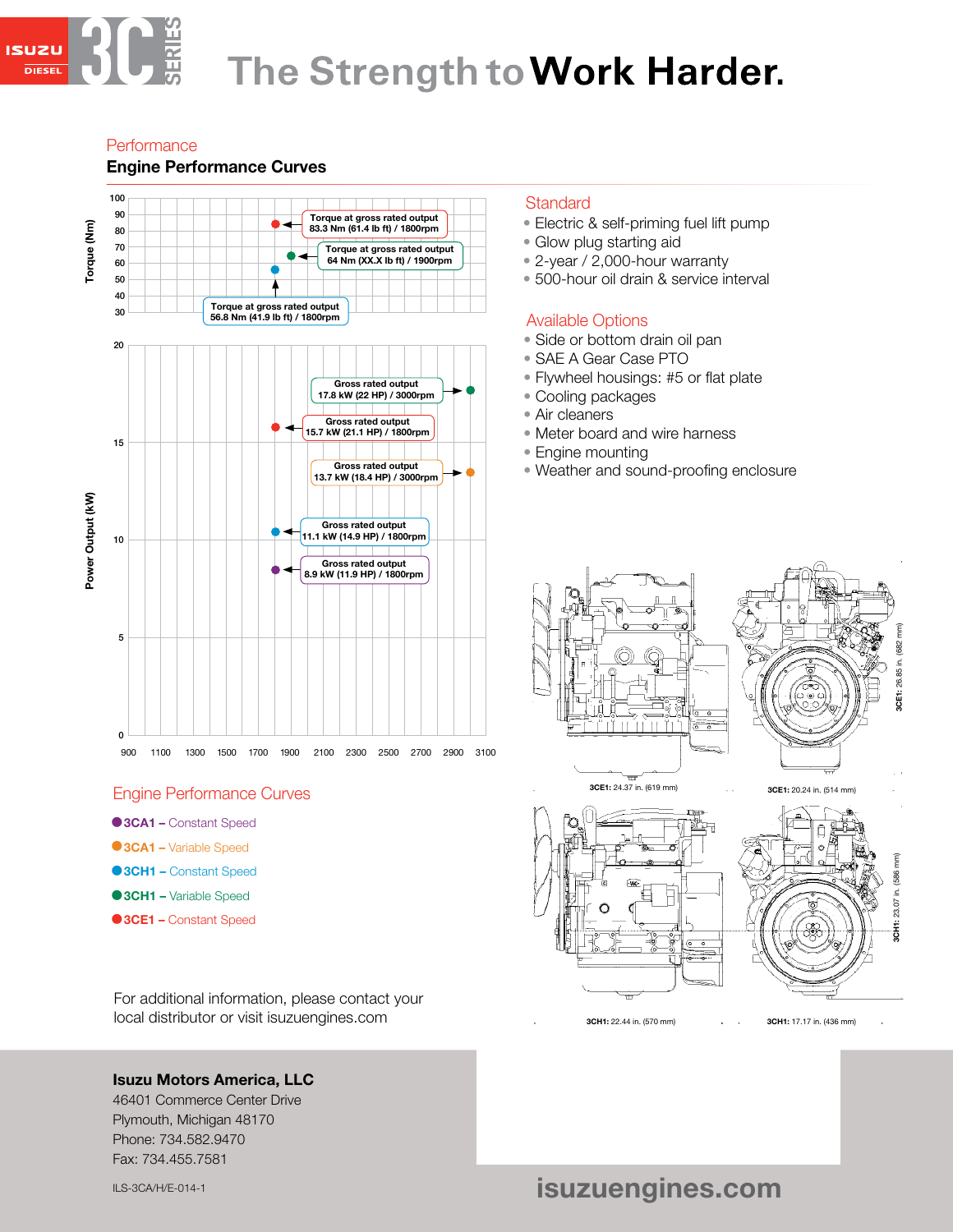ISUZU DIESEL 3C SERIES

# The Strength to Work Harder.

## Performance

### Engine Performance Curves

Torque (Nm)

100
90
80
70
60
50
40
30

Torque at gross rated output
83.3 Nm (61.4 lb ft) / 1800rpm

Torque at gross rated output
64 Nm (XX.X lb ft) / 1900rpm

Torque at gross rated output
56.8 Nm (41.9 lb ft) / 1800rpm

Power Output (kW)

20
15
10
5
0

Gross rated output
17.8 kW (22 HP) / 3000rpm

Gross rated output
15.7 kW (21.1 HP) / 1800rpm

Gross rated output
13.7 kW (18.4 HP) / 3000rpm

Gross rated output
11.1 kW (14.9 HP) / 1800rpm

Gross rated output
8.9 kW (11.9 HP) / 1800rpm

900 1100 1300 1500 1700 1900 2100 2300 2500 2700 2900 3100

## Engine Performance Curves

- **3CA1** – Constant Speed
- **3CA1** – Variable Speed
- **3CH1** – Constant Speed
- **3CH1** – Variable Speed
- **3CE1** – Constant Speed

## Standard

- Electric & self-priming fuel lift pump
- Glow plug starting aid
- 2-year / 2,000-hour warranty
- 500-hour oil drain & service interval

## Available Options

- Side or bottom drain oil pan
- SAE A Gear Case PTO
- Flywheel housings: #5 or flat plate
- Cooling packages
- Air cleaners
- Meter board and wire harness
- Engine mounting
- Weather and sound-proofing enclosure

**3CE1:** 26.85 in. (682 mm)

**3CE1:** 24.37 in. (619 mm)

**3CE1:** 20.24 in. (514 mm)

**3CH1:** 23.07 in. (586 mm)

**3CH1:** 22.44 in. (570 mm)

**3CH1:** 17.17 in. (436 mm)

For additional information, please contact your local distributor or visit isuzuengines.com

**Isuzu Motors America, LLC**
46401 Commerce Center Drive
Plymouth, Michigan 48170
Phone: 734.582.9470
Fax: 734.455.7581

ILS-3CA/H/E-014-1

**isuzuengines.com**